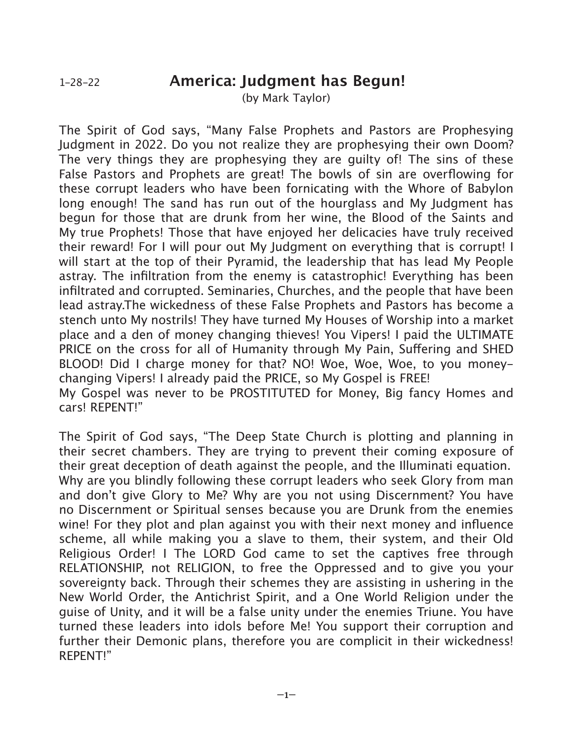1-28-22

# America: Judgment has Begun!

(by Mark Taylor)

The Spirit of God says, “Many False Prophets and Pastors are Prophesying Judgment in 2022. Do you not realize they are prophesying their own Doom? The very things they are prophesying they are guilty of! The sins of these False Pastors and Prophets are great! The bowls of sin are overflowing for these corrupt leaders who have been fornicating with the Whore of Babylon long enough! The sand has run out of the hourglass and My Judgment has begun for those that are drunk from her wine, the Blood of the Saints and My true Prophets! Those that have enjoyed her delicacies have truly received their reward! For I will pour out My Judgment on everything that is corrupt! I will start at the top of their Pyramid, the leadership that has lead My People astray. The infiltration from the enemy is catastrophic! Everything has been infiltrated and corrupted. Seminaries, Churches, and the people that have been lead astray.The wickedness of these False Prophets and Pastors has become a stench unto My nostrils! They have turned My Houses of Worship into a market place and a den of money changing thieves! You Vipers! I paid the ULTIMATE PRICE on the cross for all of Humanity through My Pain, Suffering and SHED BLOOD! Did I charge money for that? NO! Woe, Woe, Woe, to you money-changing Vipers! I already paid the PRICE, so My Gospel is FREE!
My Gospel was never to be PROSTITUTED for Money, Big fancy Homes and cars! REPENT!”

The Spirit of God says, “The Deep State Church is plotting and planning in their secret chambers. They are trying to prevent their coming exposure of their great deception of death against the people, and the Illuminati equation. Why are you blindly following these corrupt leaders who seek Glory from man and don’t give Glory to Me? Why are you not using Discernment? You have no Discernment or Spiritual senses because you are Drunk from the enemies wine! For they plot and plan against you with their next money and influence scheme, all while making you a slave to them, their system, and their Old Religious Order! I The LORD God came to set the captives free through RELATIONSHIP, not RELIGION, to free the Oppressed and to give you your sovereignty back. Through their schemes they are assisting in ushering in the New World Order, the Antichrist Spirit, and a One World Religion under the guise of Unity, and it will be a false unity under the enemies Triune. You have turned these leaders into idols before Me! You support their corruption and further their Demonic plans, therefore you are complicit in their wickedness! REPENT!”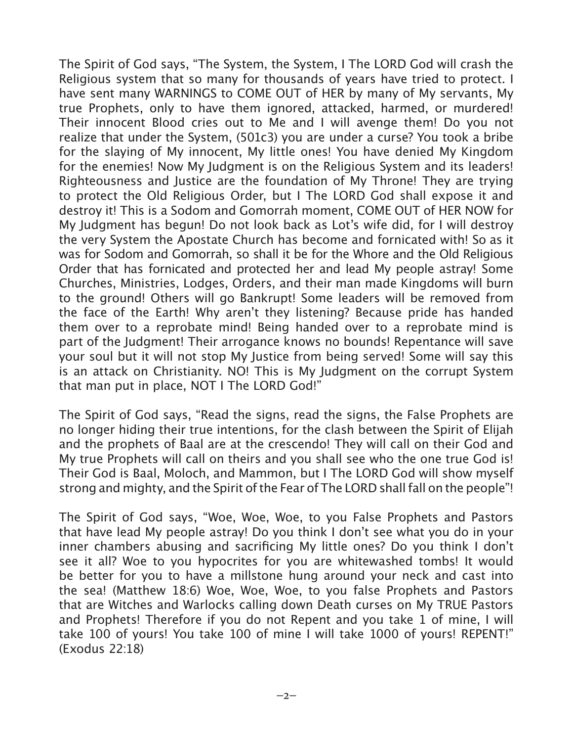The Spirit of God says, "The System, the System, I The LORD God will crash the Religious system that so many for thousands of years have tried to protect. I have sent many WARNINGS to COME OUT of HER by many of My servants, My true Prophets, only to have them ignored, attacked, harmed, or murdered! Their innocent Blood cries out to Me and I will avenge them! Do you not realize that under the System, (501c3) you are under a curse? You took a bribe for the slaying of My innocent, My little ones! You have denied My Kingdom for the enemies! Now My Judgment is on the Religious System and its leaders! Righteousness and Justice are the foundation of My Throne! They are trying to protect the Old Religious Order, but I The LORD God shall expose it and destroy it! This is a Sodom and Gomorrah moment, COME OUT of HER NOW for My Judgment has begun! Do not look back as Lot's wife did, for I will destroy the very System the Apostate Church has become and fornicated with! So as it was for Sodom and Gomorrah, so shall it be for the Whore and the Old Religious Order that has fornicated and protected her and lead My people astray! Some Churches, Ministries, Lodges, Orders, and their man made Kingdoms will burn to the ground! Others will go Bankrupt! Some leaders will be removed from the face of the Earth! Why aren't they listening? Because pride has handed them over to a reprobate mind! Being handed over to a reprobate mind is part of the Judgment! Their arrogance knows no bounds! Repentance will save your soul but it will not stop My Justice from being served! Some will say this is an attack on Christianity. NO! This is My Judgment on the corrupt System that man put in place, NOT I The LORD God!"

The Spirit of God says, "Read the signs, read the signs, the False Prophets are no longer hiding their true intentions, for the clash between the Spirit of Elijah and the prophets of Baal are at the crescendo! They will call on their God and My true Prophets will call on theirs and you shall see who the one true God is! Their God is Baal, Moloch, and Mammon, but I The LORD God will show myself strong and mighty, and the Spirit of the Fear of The LORD shall fall on the people"!

The Spirit of God says, "Woe, Woe, Woe, to you False Prophets and Pastors that have lead My people astray! Do you think I don't see what you do in your inner chambers abusing and sacrificing My little ones? Do you think I don't see it all? Woe to you hypocrites for you are whitewashed tombs! It would be better for you to have a millstone hung around your neck and cast into the sea! (Matthew 18:6) Woe, Woe, Woe, to you false Prophets and Pastors that are Witches and Warlocks calling down Death curses on My TRUE Pastors and Prophets! Therefore if you do not Repent and you take 1 of mine, I will take 100 of yours! You take 100 of mine I will take 1000 of yours! REPENT!" (Exodus 22:18)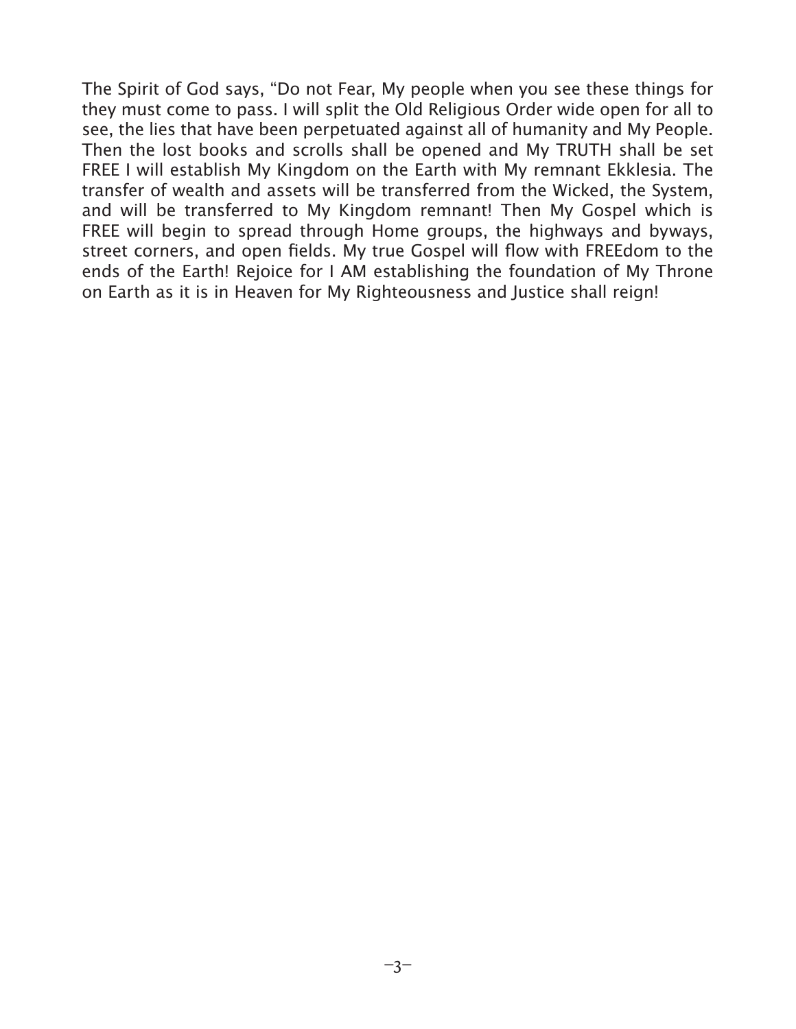The Spirit of God says, “Do not Fear, My people when you see these things for they must come to pass. I will split the Old Religious Order wide open for all to see, the lies that have been perpetuated against all of humanity and My People. Then the lost books and scrolls shall be opened and My TRUTH shall be set FREE I will establish My Kingdom on the Earth with My remnant Ekklesia. The transfer of wealth and assets will be transferred from the Wicked, the System, and will be transferred to My Kingdom remnant! Then My Gospel which is FREE will begin to spread through Home groups, the highways and byways, street corners, and open fields. My true Gospel will flow with FREEdom to the ends of the Earth! Rejoice for I AM establishing the foundation of My Throne on Earth as it is in Heaven for My Righteousness and Justice shall reign!